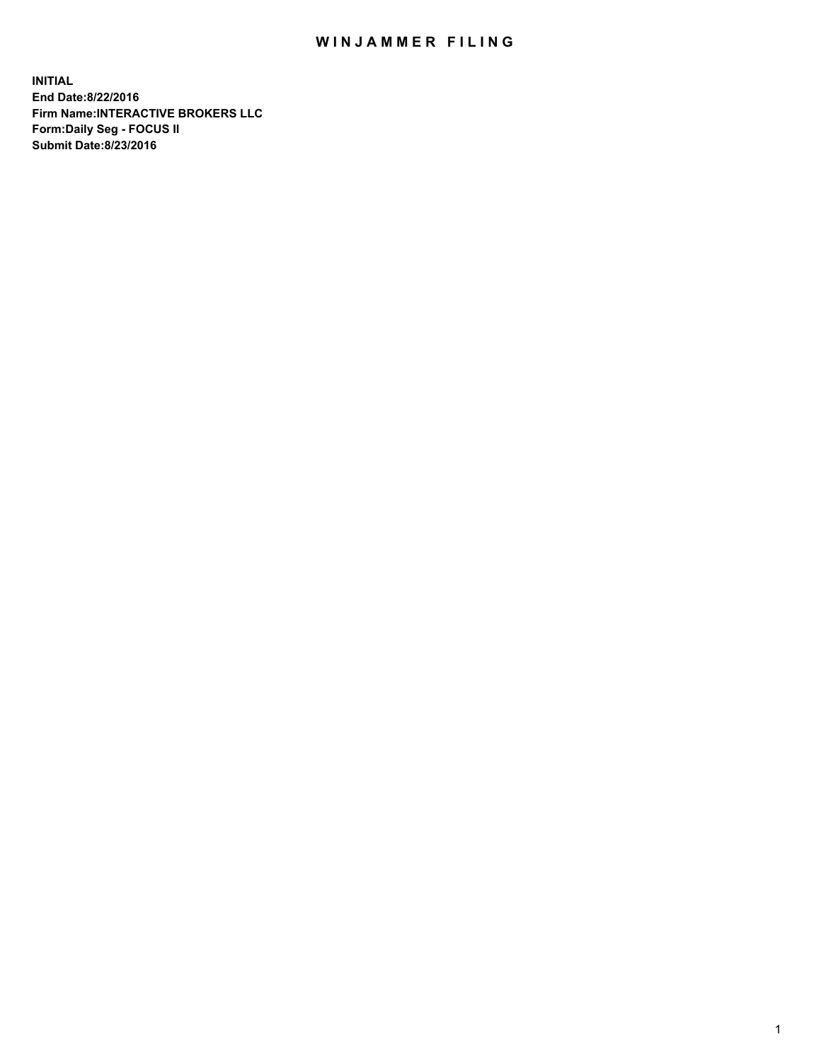# WINJAMMER FILING

**INITIAL**
**End Date:8/22/2016**
**Firm Name:INTERACTIVE BROKERS LLC**
**Form:Daily Seg - FOCUS II**
**Submit Date:8/23/2016**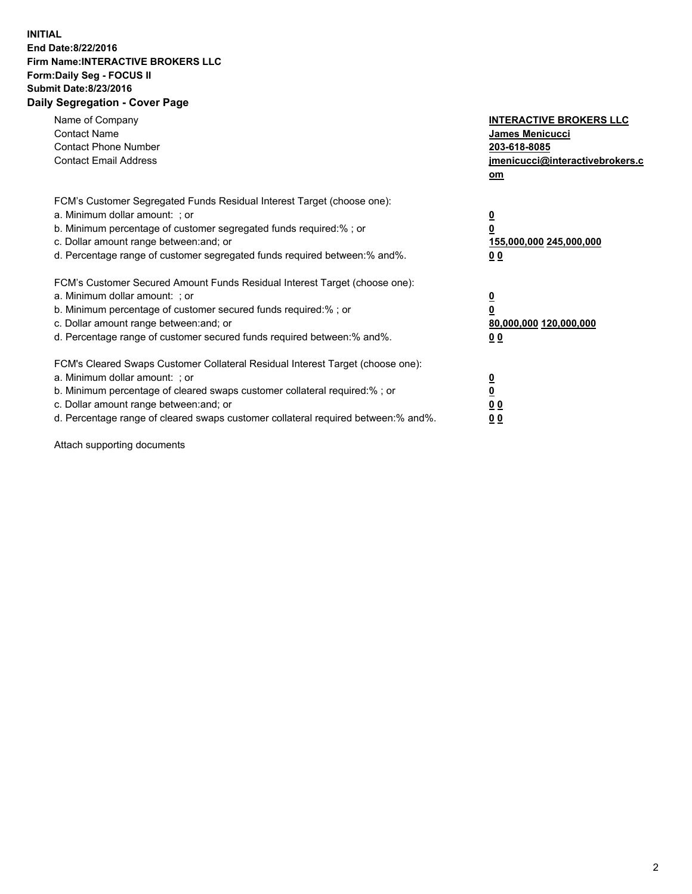**INITIAL**
**End Date:8/22/2016**
**Firm Name:INTERACTIVE BROKERS LLC**
**Form:Daily Seg - FOCUS II**
**Submit Date:8/23/2016**
**Daily Segregation - Cover Page**

| | |
|---|---|
| Name of Company | **INTERACTIVE BROKERS LLC** |
| Contact Name | **James Menicucci** |
| Contact Phone Number | **203-618-8085** |
| Contact Email Address | **jmenicucci@interactivebrokers.com** |

| | |
|---|---|
| FCM's Customer Segregated Funds Residual Interest Target (choose one): | |
| a. Minimum dollar amount: ; or | **0** |
| b. Minimum percentage of customer segregated funds required:% ; or | **0** |
| c. Dollar amount range between:and; or | **155,000,000 245,000,000** |
| d. Percentage range of customer segregated funds required between:% and%. | **0 0** |

| | |
|---|---|
| FCM's Customer Secured Amount Funds Residual Interest Target (choose one): | |
| a. Minimum dollar amount: ; or | **0** |
| b. Minimum percentage of customer secured funds required:% ; or | **0** |
| c. Dollar amount range between:and; or | **80,000,000 120,000,000** |
| d. Percentage range of customer secured funds required between:% and%. | **0 0** |

| | |
|---|---|
| FCM's Cleared Swaps Customer Collateral Residual Interest Target (choose one): | |
| a. Minimum dollar amount: ; or | **0** |
| b. Minimum percentage of cleared swaps customer collateral required:% ; or | **0** |
| c. Dollar amount range between:and; or | **0 0** |
| d. Percentage range of cleared swaps customer collateral required between:% and%. | **0 0** |

Attach supporting documents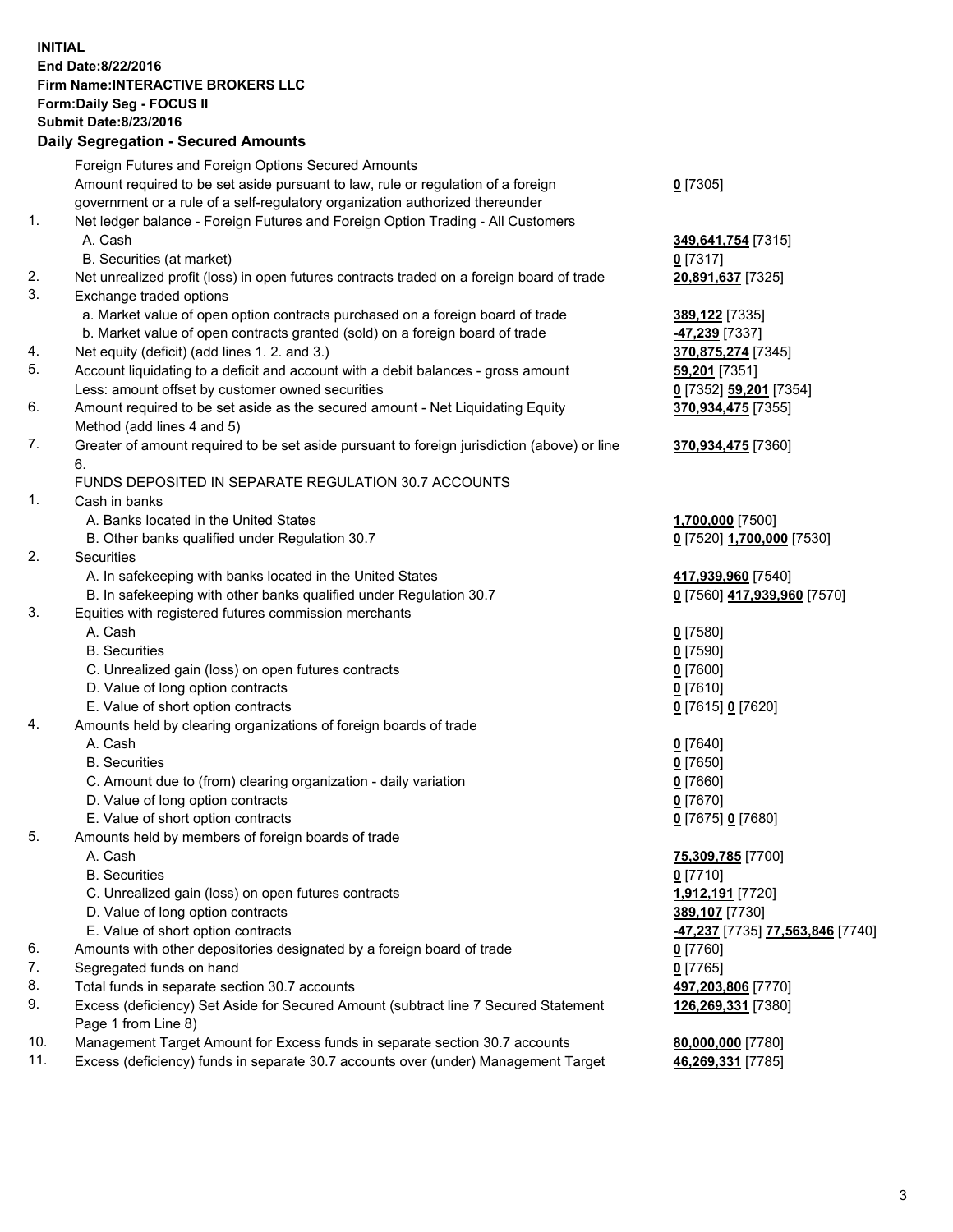**INITIAL**
**End Date:8/22/2016**
**Firm Name:INTERACTIVE BROKERS LLC**
**Form:Daily Seg - FOCUS II**
**Submit Date:8/23/2016**

## Daily Segregation - Secured Amounts

| | | |
|---|---|---|
| | Foreign Futures and Foreign Options Secured Amounts | |
| | Amount required to be set aside pursuant to law, rule or regulation of a foreign government or a rule of a self-regulatory organization authorized thereunder | **0** [7305] |
| 1. | Net ledger balance - Foreign Futures and Foreign Option Trading - All Customers | |
| | A. Cash | **349,641,754** [7315] |
| | B. Securities (at market) | **0** [7317] |
| 2. | Net unrealized profit (loss) in open futures contracts traded on a foreign board of trade | **20,891,637** [7325] |
| 3. | Exchange traded options | |
| | a. Market value of open option contracts purchased on a foreign board of trade | **389,122** [7335] |
| | b. Market value of open contracts granted (sold) on a foreign board of trade | **-47,239** [7337] |
| 4. | Net equity (deficit) (add lines 1. 2. and 3.) | **370,875,274** [7345] |
| 5. | Account liquidating to a deficit and account with a debit balances - gross amount | **59,201** [7351] |
| | Less: amount offset by customer owned securities | **0** [7352] **59,201** [7354] |
| 6. | Amount required to be set aside as the secured amount - Net Liquidating Equity Method (add lines 4 and 5) | **370,934,475** [7355] |
| 7. | Greater of amount required to be set aside pursuant to foreign jurisdiction (above) or line 6. | **370,934,475** [7360] |
| | FUNDS DEPOSITED IN SEPARATE REGULATION 30.7 ACCOUNTS | |
| 1. | Cash in banks | |
| | A. Banks located in the United States | **1,700,000** [7500] |
| | B. Other banks qualified under Regulation 30.7 | **0** [7520] **1,700,000** [7530] |
| 2. | Securities | |
| | A. In safekeeping with banks located in the United States | **417,939,960** [7540] |
| | B. In safekeeping with other banks qualified under Regulation 30.7 | **0** [7560] **417,939,960** [7570] |
| 3. | Equities with registered futures commission merchants | |
| | A. Cash | **0** [7580] |
| | B. Securities | **0** [7590] |
| | C. Unrealized gain (loss) on open futures contracts | **0** [7600] |
| | D. Value of long option contracts | **0** [7610] |
| | E. Value of short option contracts | **0** [7615] **0** [7620] |
| 4. | Amounts held by clearing organizations of foreign boards of trade | |
| | A. Cash | **0** [7640] |
| | B. Securities | **0** [7650] |
| | C. Amount due to (from) clearing organization - daily variation | **0** [7660] |
| | D. Value of long option contracts | **0** [7670] |
| | E. Value of short option contracts | **0** [7675] **0** [7680] |
| 5. | Amounts held by members of foreign boards of trade | |
| | A. Cash | **75,309,785** [7700] |
| | B. Securities | **0** [7710] |
| | C. Unrealized gain (loss) on open futures contracts | **1,912,191** [7720] |
| | D. Value of long option contracts | **389,107** [7730] |
| | E. Value of short option contracts | **-47,237** [7735] **77,563,846** [7740] |
| 6. | Amounts with other depositories designated by a foreign board of trade | **0** [7760] |
| 7. | Segregated funds on hand | **0** [7765] |
| 8. | Total funds in separate section 30.7 accounts | **497,203,806** [7770] |
| 9. | Excess (deficiency) Set Aside for Secured Amount (subtract line 7 Secured Statement Page 1 from Line 8) | **126,269,331** [7380] |
| 10. | Management Target Amount for Excess funds in separate section 30.7 accounts | **80,000,000** [7780] |
| 11. | Excess (deficiency) funds in separate 30.7 accounts over (under) Management Target | **46,269,331** [7785] |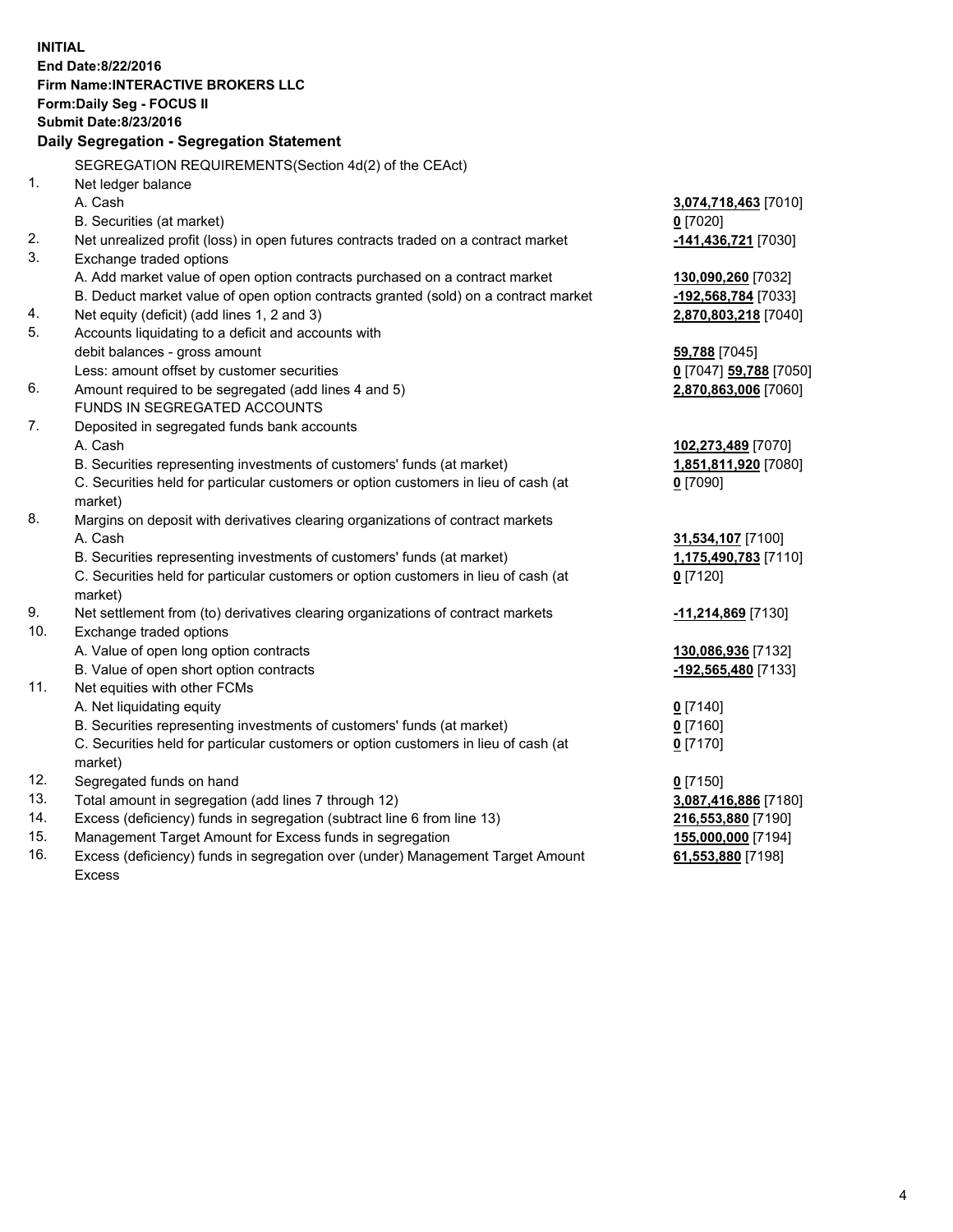**INITIAL**
**End Date:8/22/2016**
**Firm Name:INTERACTIVE BROKERS LLC**
**Form:Daily Seg - FOCUS II**
**Submit Date:8/23/2016**

## Daily Segregation - Segregation Statement

| | | |
|---|---|---|
| | SEGREGATION REQUIREMENTS(Section 4d(2) of the CEAct) | |
| 1. | Net ledger balance | |
| | A. Cash | **3,074,718,463** [7010] |
| | B. Securities (at market) | **0** [7020] |
| 2. | Net unrealized profit (loss) in open futures contracts traded on a contract market | **-141,436,721** [7030] |
| 3. | Exchange traded options | |
| | A. Add market value of open option contracts purchased on a contract market | **130,090,260** [7032] |
| | B. Deduct market value of open option contracts granted (sold) on a contract market | **-192,568,784** [7033] |
| 4. | Net equity (deficit) (add lines 1, 2 and 3) | **2,870,803,218** [7040] |
| 5. | Accounts liquidating to a deficit and accounts with | |
| | debit balances - gross amount | **59,788** [7045] |
| | Less: amount offset by customer securities | **0** [7047] **59,788** [7050] |
| 6. | Amount required to be segregated (add lines 4 and 5) | **2,870,863,006** [7060] |
| | FUNDS IN SEGREGATED ACCOUNTS | |
| 7. | Deposited in segregated funds bank accounts | |
| | A. Cash | **102,273,489** [7070] |
| | B. Securities representing investments of customers' funds (at market) | **1,851,811,920** [7080] |
| | C. Securities held for particular customers or option customers in lieu of cash (at market) | **0** [7090] |
| 8. | Margins on deposit with derivatives clearing organizations of contract markets | |
| | A. Cash | **31,534,107** [7100] |
| | B. Securities representing investments of customers' funds (at market) | **1,175,490,783** [7110] |
| | C. Securities held for particular customers or option customers in lieu of cash (at market) | **0** [7120] |
| 9. | Net settlement from (to) derivatives clearing organizations of contract markets | **-11,214,869** [7130] |
| 10. | Exchange traded options | |
| | A. Value of open long option contracts | **130,086,936** [7132] |
| | B. Value of open short option contracts | **-192,565,480** [7133] |
| 11. | Net equities with other FCMs | |
| | A. Net liquidating equity | **0** [7140] |
| | B. Securities representing investments of customers' funds (at market) | **0** [7160] |
| | C. Securities held for particular customers or option customers in lieu of cash (at market) | **0** [7170] |
| 12. | Segregated funds on hand | **0** [7150] |
| 13. | Total amount in segregation (add lines 7 through 12) | **3,087,416,886** [7180] |
| 14. | Excess (deficiency) funds in segregation (subtract line 6 from line 13) | **216,553,880** [7190] |
| 15. | Management Target Amount for Excess funds in segregation | **155,000,000** [7194] |
| 16. | Excess (deficiency) funds in segregation over (under) Management Target Amount Excess | **61,553,880** [7198] |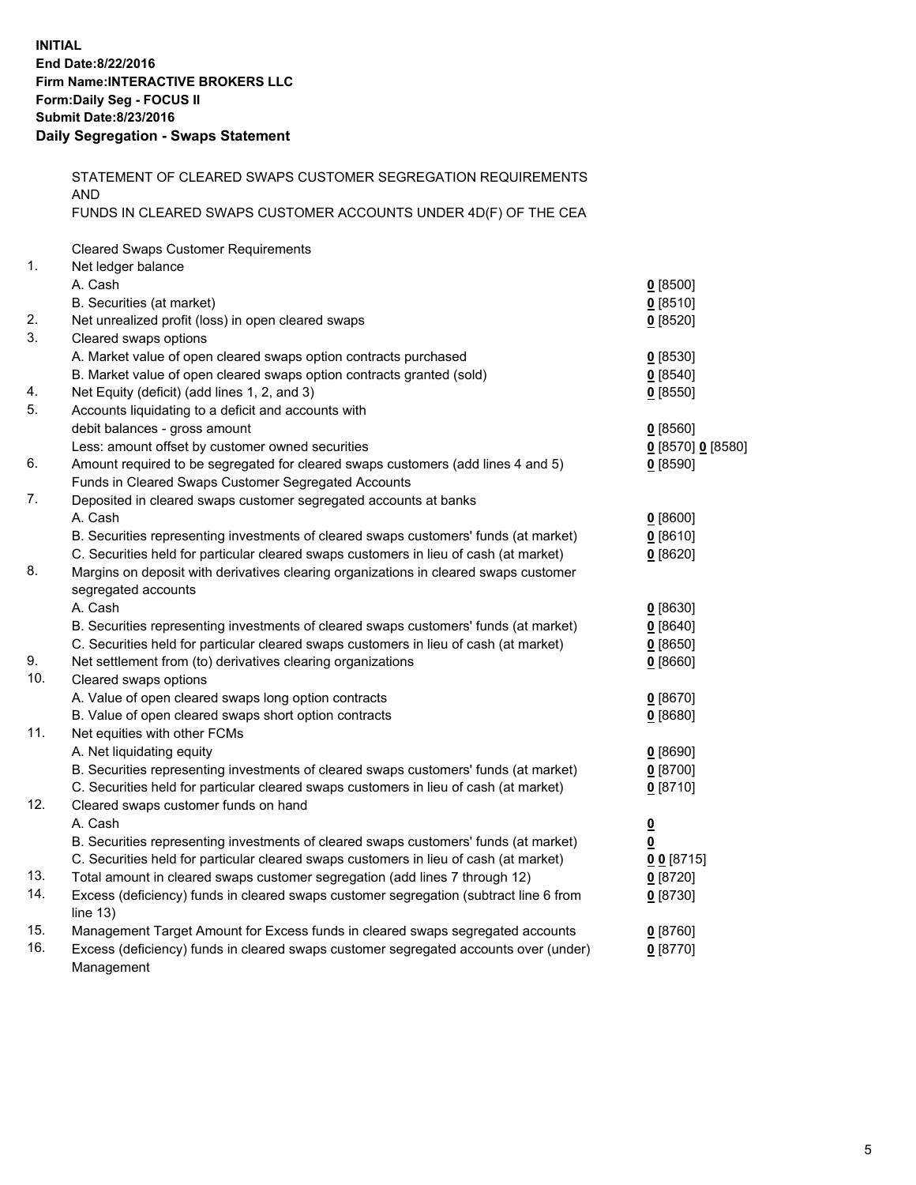**INITIAL**
**End Date:8/22/2016**
**Firm Name:INTERACTIVE BROKERS LLC**
**Form:Daily Seg - FOCUS II**
**Submit Date:8/23/2016**
**Daily Segregation - Swaps Statement**

STATEMENT OF CLEARED SWAPS CUSTOMER SEGREGATION REQUIREMENTS
AND
FUNDS IN CLEARED SWAPS CUSTOMER ACCOUNTS UNDER 4D(F) OF THE CEA

| | | |
|---|---|---|
| | Cleared Swaps Customer Requirements | |
| 1. | Net ledger balance | |
| | A. Cash | 0 [8500] |
| | B. Securities (at market) | 0 [8510] |
| 2. | Net unrealized profit (loss) in open cleared swaps | 0 [8520] |
| 3. | Cleared swaps options | |
| | A. Market value of open cleared swaps option contracts purchased | 0 [8530] |
| | B. Market value of open cleared swaps option contracts granted (sold) | 0 [8540] |
| 4. | Net Equity (deficit) (add lines 1, 2, and 3) | 0 [8550] |
| 5. | Accounts liquidating to a deficit and accounts with | |
| | debit balances - gross amount | 0 [8560] |
| | Less: amount offset by customer owned securities | 0 [8570] 0 [8580] |
| 6. | Amount required to be segregated for cleared swaps customers (add lines 4 and 5) | 0 [8590] |
| | Funds in Cleared Swaps Customer Segregated Accounts | |
| 7. | Deposited in cleared swaps customer segregated accounts at banks | |
| | A. Cash | 0 [8600] |
| | B. Securities representing investments of cleared swaps customers' funds (at market) | 0 [8610] |
| | C. Securities held for particular cleared swaps customers in lieu of cash (at market) | 0 [8620] |
| 8. | Margins on deposit with derivatives clearing organizations in cleared swaps customer segregated accounts | |
| | A. Cash | 0 [8630] |
| | B. Securities representing investments of cleared swaps customers' funds (at market) | 0 [8640] |
| | C. Securities held for particular cleared swaps customers in lieu of cash (at market) | 0 [8650] |
| 9. | Net settlement from (to) derivatives clearing organizations | 0 [8660] |
| 10. | Cleared swaps options | |
| | A. Value of open cleared swaps long option contracts | 0 [8670] |
| | B. Value of open cleared swaps short option contracts | 0 [8680] |
| 11. | Net equities with other FCMs | |
| | A. Net liquidating equity | 0 [8690] |
| | B. Securities representing investments of cleared swaps customers' funds (at market) | 0 [8700] |
| | C. Securities held for particular cleared swaps customers in lieu of cash (at market) | 0 [8710] |
| 12. | Cleared swaps customer funds on hand | |
| | A. Cash | 0 |
| | B. Securities representing investments of cleared swaps customers' funds (at market) | 0 |
| | C. Securities held for particular cleared swaps customers in lieu of cash (at market) | 0 0 [8715] |
| 13. | Total amount in cleared swaps customer segregation (add lines 7 through 12) | 0 [8720] |
| 14. | Excess (deficiency) funds in cleared swaps customer segregation (subtract line 6 from line 13) | 0 [8730] |
| 15. | Management Target Amount for Excess funds in cleared swaps segregated accounts | 0 [8760] |
| 16. | Excess (deficiency) funds in cleared swaps customer segregated accounts over (under) Management | 0 [8770] |